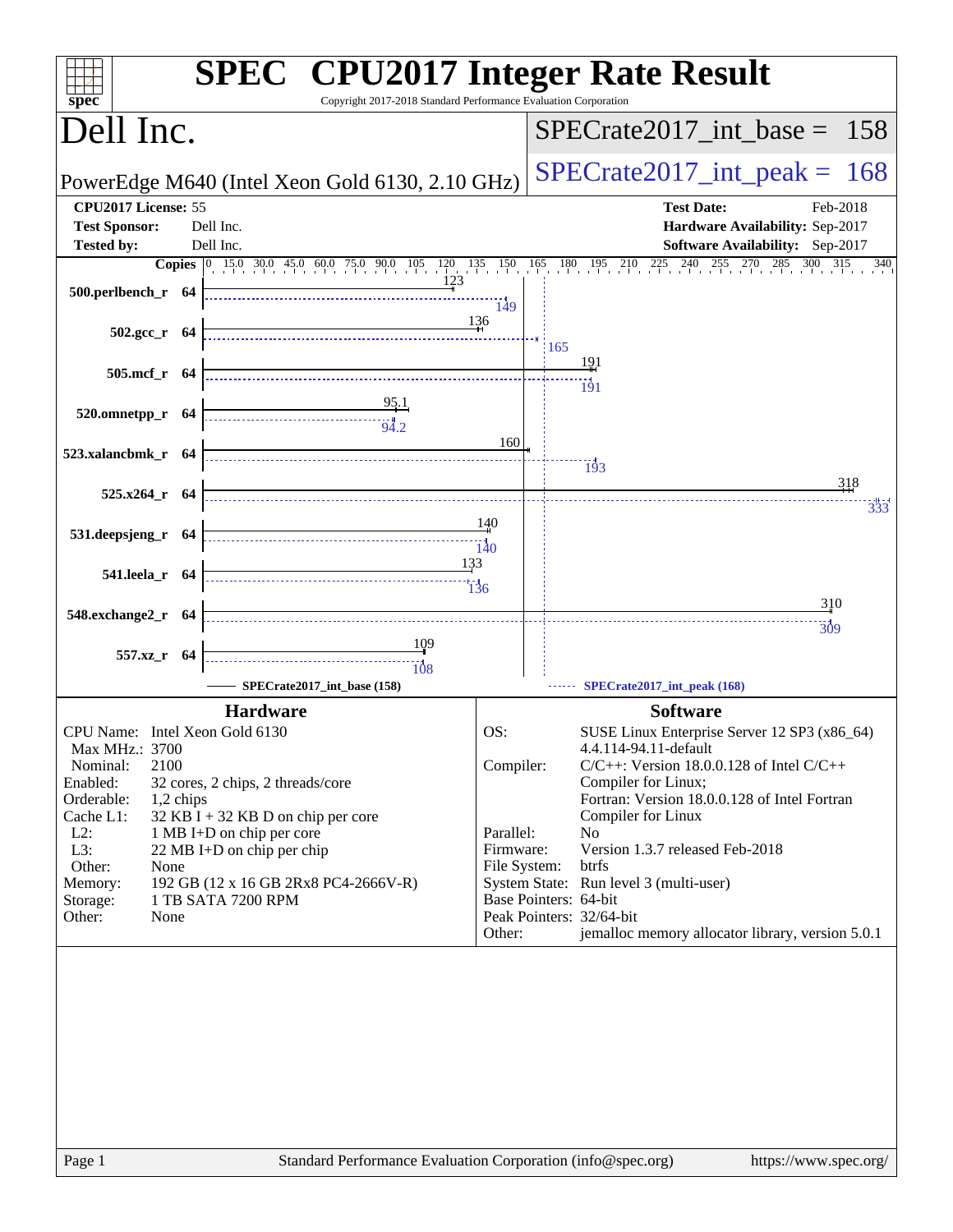# SPEC CPU2017 Integer Rate Result

Copyright 2017-2018 Standard Performance Evaluation Corporation

## Dell Inc.

PowerEdge M640 (Intel Xeon Gold 6130, 2.10 GHz)

SPECrate2017_int_base = 158

SPECrate2017_int_peak = 168

| | | | |
|---|---|---|---|
| **CPU2017 License:** | 55 | **Test Date:** | Feb-2018 |
| **Test Sponsor:** | Dell Inc. | **Hardware Availability:** | Sep-2017 |
| **Tested by:** | Dell Inc. | **Software Availability:** | Sep-2017 |

| Benchmark | Copies | Base | Peak |
|---|---|---|---|
| 500.perlbench_r | 64 | 123 | 149 |
| 502.gcc_r | 64 | 136 | 165 |
| 505.mcf_r | 64 | 191 | 191 |
| 520.omnetpp_r | 64 | 95.1 | 94.2 |
| 523.xalancbmk_r | 64 | 160 | 193 |
| 525.x264_r | 64 | 318 | 333 |
| 531.deepsjeng_r | 64 | 140 | 140 |
| 541.leela_r | 64 | 133 | 136 |
| 548.exchange2_r | 64 | 310 | 309 |
| 557.xz_r | 64 | 109 | 108 |

SPECrate2017_int_base (158) ------ SPECrate2017_int_peak (168)

### Hardware

| | |
|---|---|
| CPU Name: | Intel Xeon Gold 6130 |
| Max MHz.: | 3700 |
| Nominal: | 2100 |
| Enabled: | 32 cores, 2 chips, 2 threads/core |
| Orderable: | 1,2 chips |
| Cache L1: | 32 KB I + 32 KB D on chip per core |
| L2: | 1 MB I+D on chip per core |
| L3: | 22 MB I+D on chip per chip |
| Other: | None |
| Memory: | 192 GB (12 x 16 GB 2Rx8 PC4-2666V-R) |
| Storage: | 1 TB SATA 7200 RPM |
| Other: | None |

### Software

| | |
|---|---|
| OS: | SUSE Linux Enterprise Server 12 SP3 (x86_64) 4.4.114-94.11-default |
| Compiler: | C/C++: Version 18.0.0.128 of Intel C/C++ Compiler for Linux; Fortran: Version 18.0.0.128 of Intel Fortran Compiler for Linux |
| Parallel: | No |
| Firmware: | Version 1.3.7 released Feb-2018 |
| File System: | btrfs |
| System State: | Run level 3 (multi-user) |
| Base Pointers: | 64-bit |
| Peak Pointers: | 32/64-bit |
| Other: | jemalloc memory allocator library, version 5.0.1 |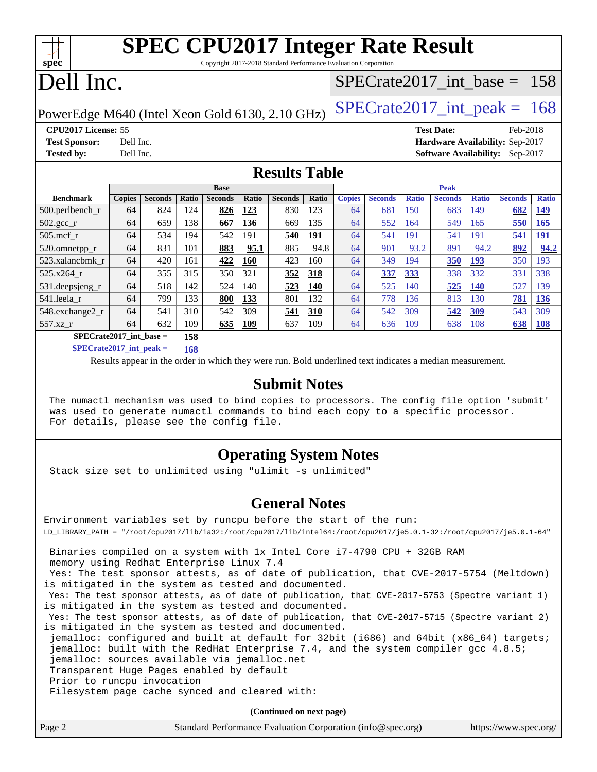# SPEC CPU2017 Integer Rate Result

Copyright 2017-2018 Standard Performance Evaluation Corporation

# Dell Inc.

PowerEdge M640 (Intel Xeon Gold 6130, 2.10 GHz)

SPECrate2017_int_base = 158

SPECrate2017_int_peak = 168

**CPU2017 License:** 55
**Test Sponsor:** Dell Inc.
**Tested by:** Dell Inc.

**Test Date:** Feb-2018
**Hardware Availability:** Sep-2017
**Software Availability:** Sep-2017

## Results Table

| | Base | | | | | | | Peak | | | | | | |
|---|---|---|---|---|---|---|---|---|---|---|---|---|---|---|
| **Benchmark** | **Copies** | **Seconds** | **Ratio** | **Seconds** | **Ratio** | **Seconds** | **Ratio** | **Copies** | **Seconds** | **Ratio** | **Seconds** | **Ratio** | **Seconds** | **Ratio** |
| 500.perlbench_r | 64 | 824 | 124 | **826** | **123** | 830 | 123 | 64 | 681 | 150 | 683 | 149 | **682** | **149** |
| 502.gcc_r | 64 | 659 | 138 | **667** | **136** | 669 | 135 | 64 | 552 | 164 | 549 | 165 | **550** | **165** |
| 505.mcf_r | 64 | 534 | 194 | 542 | 191 | **540** | **191** | 64 | 541 | 191 | 541 | 191 | **541** | **191** |
| 520.omnetpp_r | 64 | 831 | 101 | **883** | **95.1** | 885 | 94.8 | 64 | 901 | 93.2 | 891 | 94.2 | **892** | **94.2** |
| 523.xalancbmk_r | 64 | 420 | 161 | **422** | **160** | 423 | 160 | 64 | 349 | 194 | **350** | **193** | 350 | 193 |
| 525.x264_r | 64 | 355 | 315 | 350 | 321 | **352** | **318** | 64 | **337** | **333** | 338 | 332 | 331 | 338 |
| 531.deepsjeng_r | 64 | 518 | 142 | 524 | 140 | **523** | **140** | 64 | 525 | 140 | **525** | **140** | 527 | 139 |
| 541.leela_r | 64 | 799 | 133 | **800** | **133** | 801 | 132 | 64 | 778 | 136 | 813 | 130 | **781** | **136** |
| 548.exchange2_r | 64 | 541 | 310 | 542 | 309 | **541** | **310** | 64 | 542 | 309 | **542** | **309** | 543 | 309 |
| 557.xz_r | 64 | 632 | 109 | **635** | **109** | 637 | 109 | 64 | 636 | 109 | 638 | 108 | **638** | **108** |

**SPECrate2017_int_base = 158**

**SPECrate2017_int_peak = 168**

Results appear in the order in which they were run. Bold underlined text indicates a median measurement.

## Submit Notes

The numactl mechanism was used to bind copies to processors. The config file option 'submit' was used to generate numactl commands to bind each copy to a specific processor. For details, please see the config file.

## Operating System Notes

Stack size set to unlimited using "ulimit -s unlimited"

## General Notes

Environment variables set by runcpu before the start of the run:
LD_LIBRARY_PATH = "/root/cpu2017/lib/ia32:/root/cpu2017/lib/intel64:/root/cpu2017/je5.0.1-32:/root/cpu2017/je5.0.1-64"

Binaries compiled on a system with 1x Intel Core i7-4790 CPU + 32GB RAM memory using Redhat Enterprise Linux 7.4
Yes: The test sponsor attests, as of date of publication, that CVE-2017-5754 (Meltdown) is mitigated in the system as tested and documented.
Yes: The test sponsor attests, as of date of publication, that CVE-2017-5753 (Spectre variant 1) is mitigated in the system as tested and documented.
Yes: The test sponsor attests, as of date of publication, that CVE-2017-5715 (Spectre variant 2) is mitigated in the system as tested and documented.
jemalloc: configured and built at default for 32bit (i686) and 64bit (x86_64) targets;
jemalloc: built with the RedHat Enterprise 7.4, and the system compiler gcc 4.8.5;
jemalloc: sources available via jemalloc.net
Transparent Huge Pages enabled by default
Prior to runcpu invocation
Filesystem page cache synced and cleared with:

**(Continued on next page)**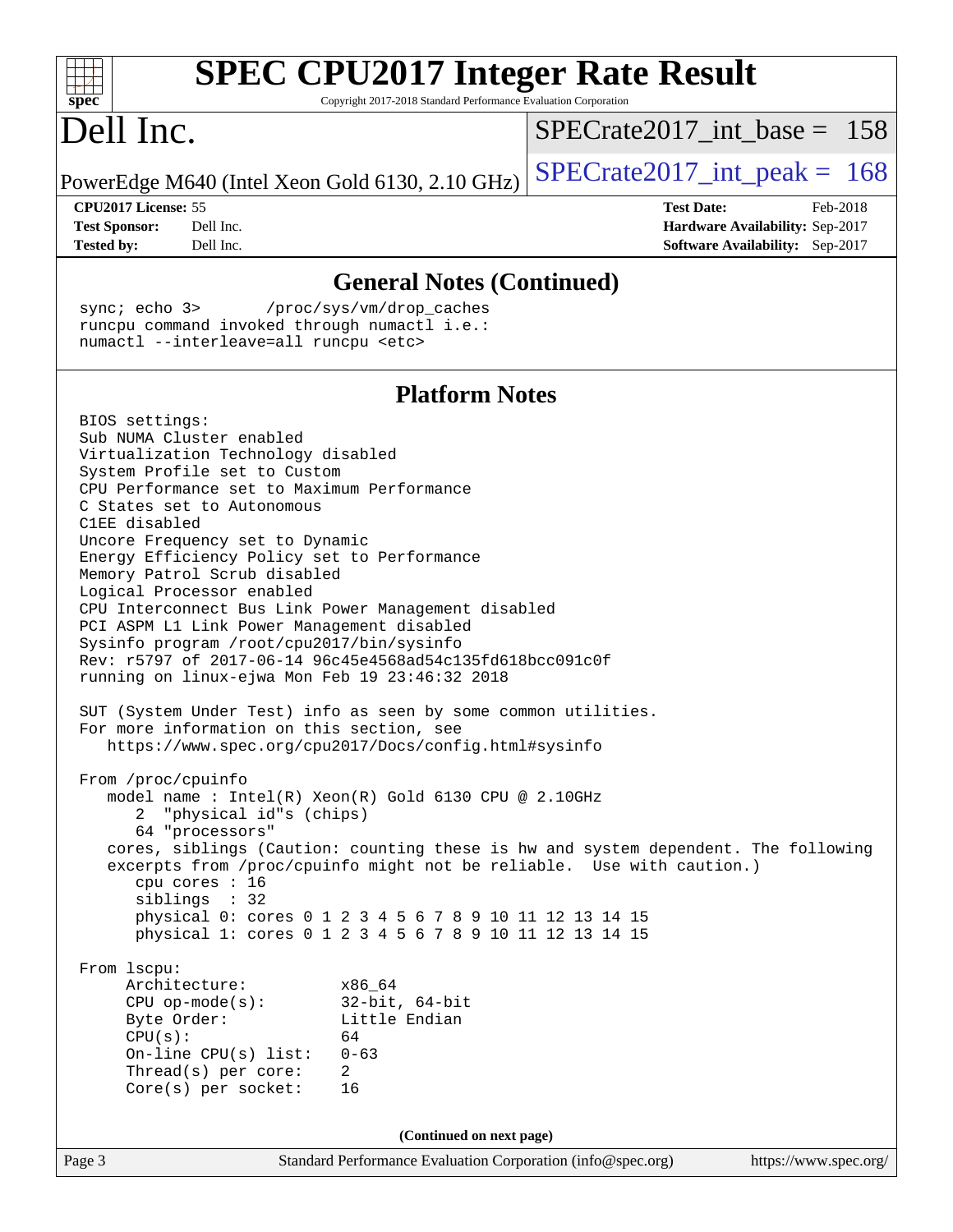# SPEC CPU2017 Integer Rate Result

Copyright 2017-2018 Standard Performance Evaluation Corporation

# Dell Inc.

PowerEdge M640 (Intel Xeon Gold 6130, 2.10 GHz)

SPECrate2017_int_base = 158

SPECrate2017_int_peak = 168

**CPU2017 License:** 55
**Test Sponsor:** Dell Inc.
**Tested by:** Dell Inc.

**Test Date:** Feb-2018
**Hardware Availability:** Sep-2017
**Software Availability:** Sep-2017

## General Notes (Continued)

```
sync; echo 3>       /proc/sys/vm/drop_caches
runcpu command invoked through numactl i.e.:
numactl --interleave=all runcpu <etc>
```

## Platform Notes

```
BIOS settings:
Sub NUMA Cluster enabled
Virtualization Technology disabled
System Profile set to Custom
CPU Performance set to Maximum Performance
C States set to Autonomous
C1EE disabled
Uncore Frequency set to Dynamic
Energy Efficiency Policy set to Performance
Memory Patrol Scrub disabled
Logical Processor enabled
CPU Interconnect Bus Link Power Management disabled
PCI ASPM L1 Link Power Management disabled
Sysinfo program /root/cpu2017/bin/sysinfo
Rev: r5797 of 2017-06-14 96c45e4568ad54c135fd618bcc091c0f
running on linux-ejwa Mon Feb 19 23:46:32 2018

SUT (System Under Test) info as seen by some common utilities.
For more information on this section, see
   https://www.spec.org/cpu2017/Docs/config.html#sysinfo

From /proc/cpuinfo
   model name : Intel(R) Xeon(R) Gold 6130 CPU @ 2.10GHz
      2  "physical id"s (chips)
      64 "processors"
   cores, siblings (Caution: counting these is hw and system dependent. The following
   excerpts from /proc/cpuinfo might not be reliable.  Use with caution.)
      cpu cores : 16
      siblings  : 32
      physical 0: cores 0 1 2 3 4 5 6 7 8 9 10 11 12 13 14 15
      physical 1: cores 0 1 2 3 4 5 6 7 8 9 10 11 12 13 14 15

From lscpu:
     Architecture:          x86_64
     CPU op-mode(s):        32-bit, 64-bit
     Byte Order:            Little Endian
     CPU(s):                64
     On-line CPU(s) list:   0-63
     Thread(s) per core:    2
     Core(s) per socket:    16
```

(Continued on next page)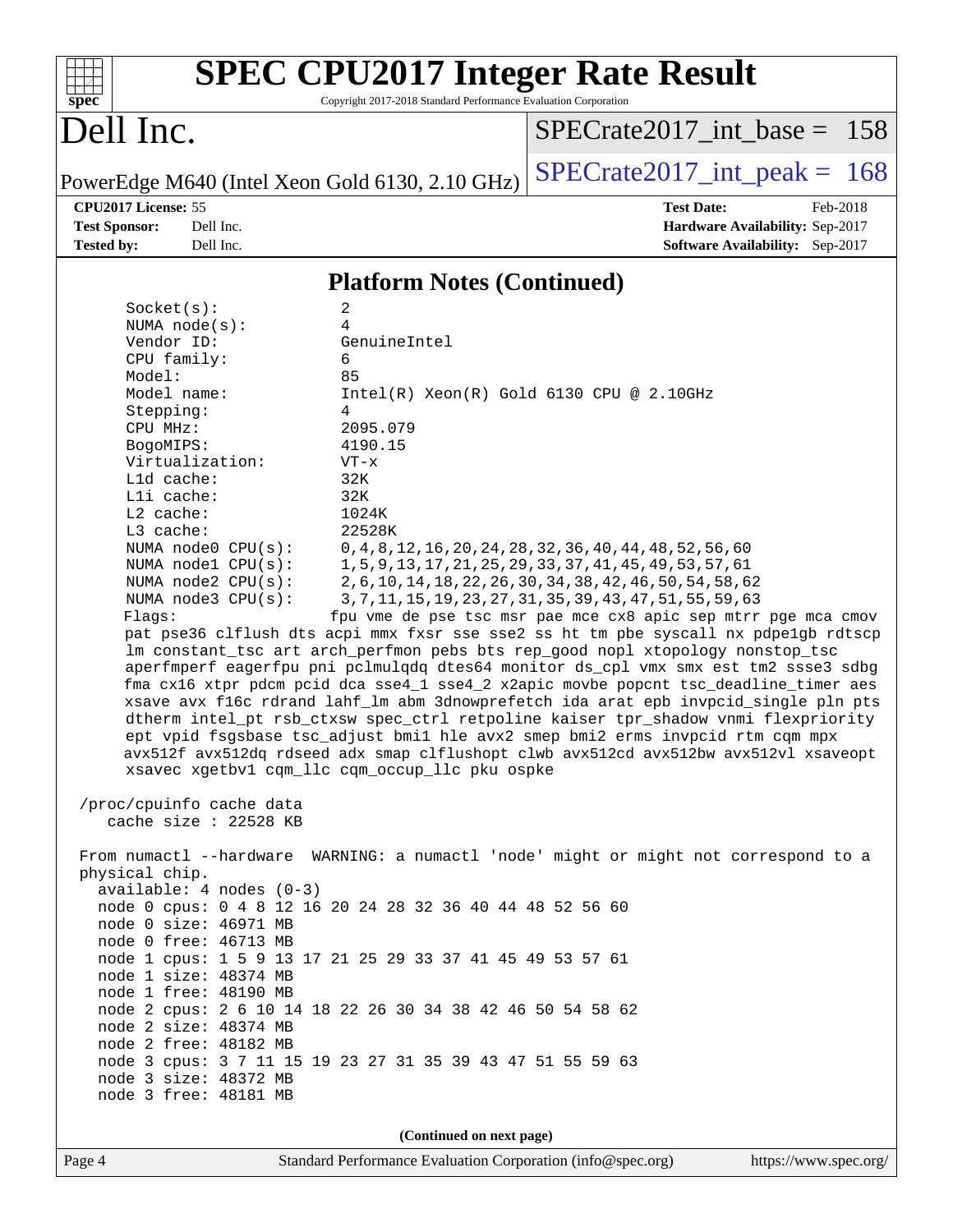## Platform Notes (Continued)

```
Socket(s):             2
NUMA node(s):          4
Vendor ID:             GenuineIntel
CPU family:            6
Model:                 85
Model name:            Intel(R) Xeon(R) Gold 6130 CPU @ 2.10GHz
Stepping:              4
CPU MHz:               2095.079
BogoMIPS:              4190.15
Virtualization:        VT-x
L1d cache:             32K
L1i cache:             32K
L2 cache:              1024K
L3 cache:              22528K
NUMA node0 CPU(s):     0,4,8,12,16,20,24,28,32,36,40,44,48,52,56,60
NUMA node1 CPU(s):     1,5,9,13,17,21,25,29,33,37,41,45,49,53,57,61
NUMA node2 CPU(s):     2,6,10,14,18,22,26,30,34,38,42,46,50,54,58,62
NUMA node3 CPU(s):     3,7,11,15,19,23,27,31,35,39,43,47,51,55,59,63
Flags:                 fpu vme de pse tsc msr pae mce cx8 apic sep mtrr pge mca cmov
pat pse36 clflush dts acpi mmx fxsr sse sse2 ss ht tm pbe syscall nx pdpe1gb rdtscp
lm constant_tsc art arch_perfmon pebs bts rep_good nopl xtopology nonstop_tsc
aperfmperf eagerfpu pni pclmulqdq dtes64 monitor ds_cpl vmx smx est tm2 ssse3 sdbg
fma cx16 xtpr pdcm pcid dca sse4_1 sse4_2 x2apic movbe popcnt tsc_deadline_timer aes
xsave avx f16c rdrand lahf_lm abm 3dnowprefetch ida arat epb invpcid_single pln pts
dtherm intel_pt rsb_ctxsw spec_ctrl retpoline kaiser tpr_shadow vnmi flexpriority
ept vpid fsgsbase tsc_adjust bmi1 hle avx2 smep bmi2 erms invpcid rtm cqm mpx
avx512f avx512dq rdseed adx smap clflushopt clwb avx512cd avx512bw avx512vl xsaveopt
xsavec xgetbv1 cqm_llc cqm_occup_llc pku ospke

/proc/cpuinfo cache data
   cache size : 22528 KB

From numactl --hardware  WARNING: a numactl 'node' might or might not correspond to a
physical chip.
  available: 4 nodes (0-3)
  node 0 cpus: 0 4 8 12 16 20 24 28 32 36 40 44 48 52 56 60
  node 0 size: 46971 MB
  node 0 free: 46713 MB
  node 1 cpus: 1 5 9 13 17 21 25 29 33 37 41 45 49 53 57 61
  node 1 size: 48374 MB
  node 1 free: 48190 MB
  node 2 cpus: 2 6 10 14 18 22 26 30 34 38 42 46 50 54 58 62
  node 2 size: 48374 MB
  node 2 free: 48182 MB
  node 3 cpus: 3 7 11 15 19 23 27 31 35 39 43 47 51 55 59 63
  node 3 size: 48372 MB
  node 3 free: 48181 MB
```

**(Continued on next page)**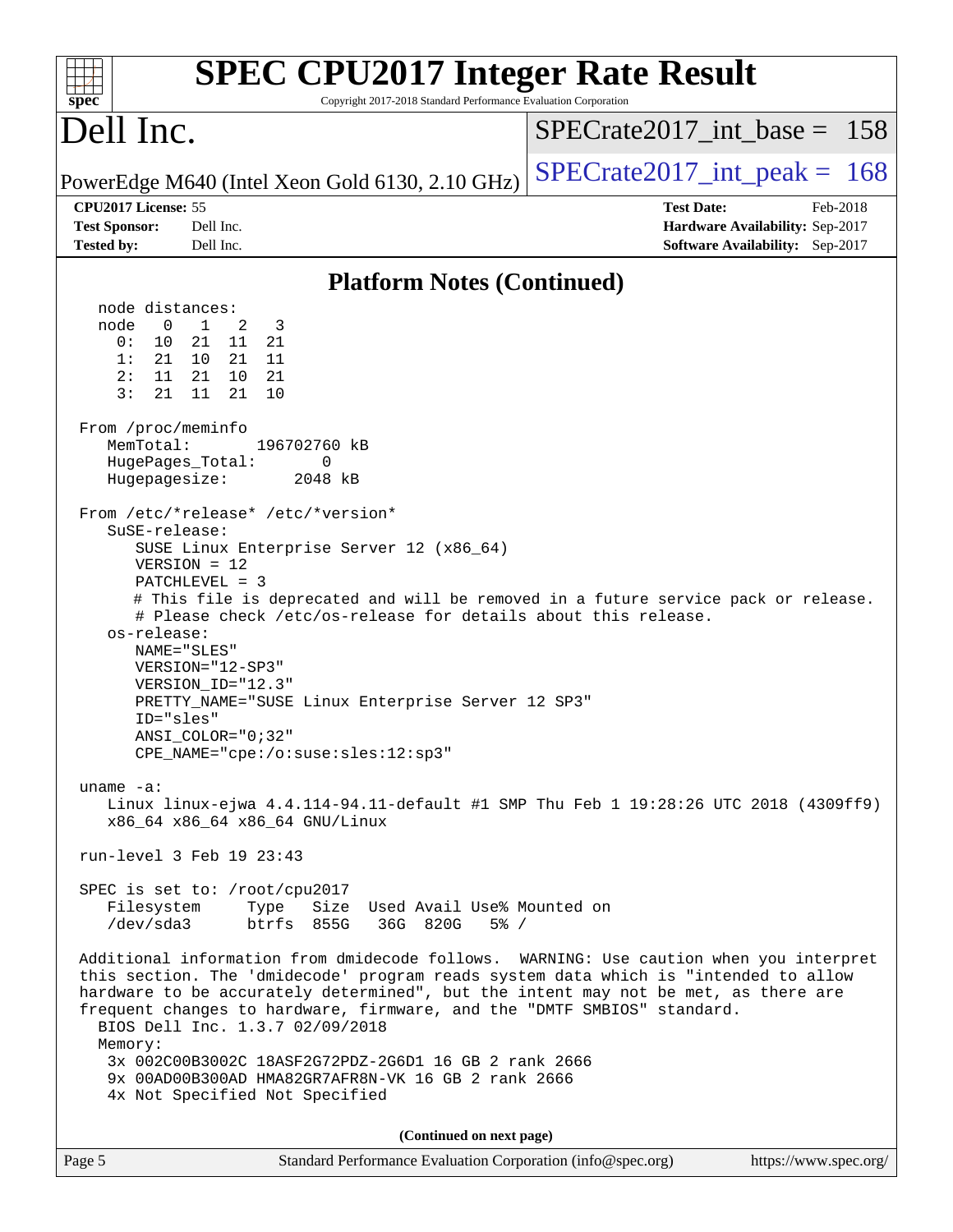## Platform Notes (Continued)

```
  node distances:
  node   0   1   2   3
    0:  10  21  11  21
    1:  21  10  21  11
    2:  11  21  10  21
    3:  21  11  21  10

From /proc/meminfo
   MemTotal:       196702760 kB
   HugePages_Total:       0
   Hugepagesize:       2048 kB

From /etc/*release* /etc/*version*
   SuSE-release:
      SUSE Linux Enterprise Server 12 (x86_64)
      VERSION = 12
      PATCHLEVEL = 3
      # This file is deprecated and will be removed in a future service pack or release.
      # Please check /etc/os-release for details about this release.
   os-release:
      NAME="SLES"
      VERSION="12-SP3"
      VERSION_ID="12.3"
      PRETTY_NAME="SUSE Linux Enterprise Server 12 SP3"
      ID="sles"
      ANSI_COLOR="0;32"
      CPE_NAME="cpe:/o:suse:sles:12:sp3"

uname -a:
   Linux linux-ejwa 4.4.114-94.11-default #1 SMP Thu Feb 1 19:28:26 UTC 2018 (4309ff9)
   x86_64 x86_64 x86_64 GNU/Linux

run-level 3 Feb 19 23:43

SPEC is set to: /root/cpu2017
   Filesystem     Type   Size  Used Avail Use% Mounted on
   /dev/sda3      btrfs  855G   36G  820G   5% /

Additional information from dmidecode follows.  WARNING: Use caution when you interpret
this section. The 'dmidecode' program reads system data which is "intended to allow
hardware to be accurately determined", but the intent may not be met, as there are
frequent changes to hardware, firmware, and the "DMTF SMBIOS" standard.
  BIOS Dell Inc. 1.3.7 02/09/2018
  Memory:
    3x 002C00B3002C 18ASF2G72PDZ-2G6D1 16 GB 2 rank 2666
    9x 00AD00B300AD HMA82GR7AFR8N-VK 16 GB 2 rank 2666
    4x Not Specified Not Specified
```

**(Continued on next page)**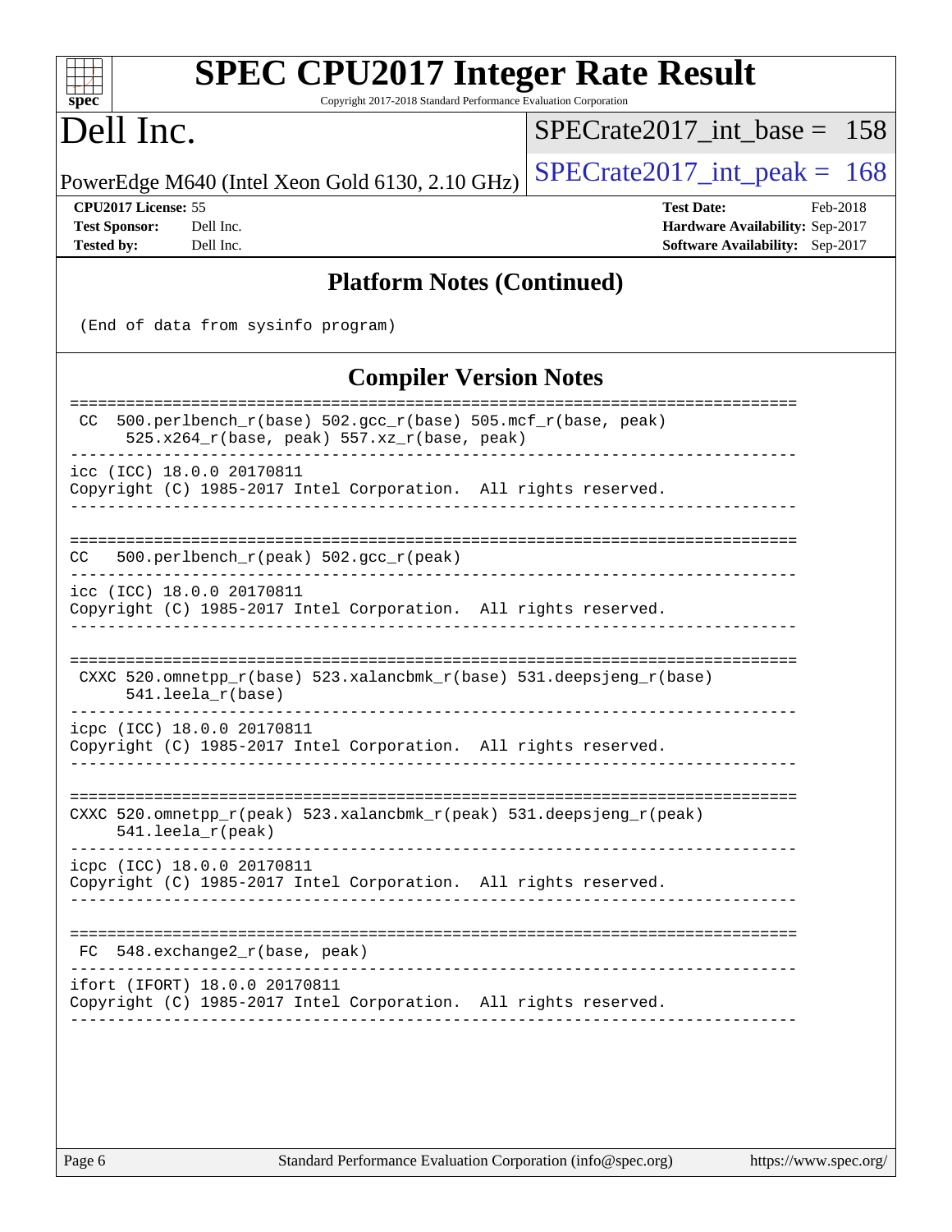## Platform Notes (Continued)

```
(End of data from sysinfo program)
```

## Compiler Version Notes

```
==============================================================================
 CC  500.perlbench_r(base) 502.gcc_r(base) 505.mcf_r(base, peak)
      525.x264_r(base, peak) 557.xz_r(base, peak)
------------------------------------------------------------------------------
icc (ICC) 18.0.0 20170811
Copyright (C) 1985-2017 Intel Corporation.  All rights reserved.
------------------------------------------------------------------------------

==============================================================================
 CC  500.perlbench_r(peak) 502.gcc_r(peak)
------------------------------------------------------------------------------
icc (ICC) 18.0.0 20170811
Copyright (C) 1985-2017 Intel Corporation.  All rights reserved.
------------------------------------------------------------------------------

==============================================================================
 CXXC 520.omnetpp_r(base) 523.xalancbmk_r(base) 531.deepsjeng_r(base)
      541.leela_r(base)
------------------------------------------------------------------------------
icpc (ICC) 18.0.0 20170811
Copyright (C) 1985-2017 Intel Corporation.  All rights reserved.
------------------------------------------------------------------------------

==============================================================================
CXXC 520.omnetpp_r(peak) 523.xalancbmk_r(peak) 531.deepsjeng_r(peak)
     541.leela_r(peak)
------------------------------------------------------------------------------
icpc (ICC) 18.0.0 20170811
Copyright (C) 1985-2017 Intel Corporation.  All rights reserved.
------------------------------------------------------------------------------

==============================================================================
 FC  548.exchange2_r(base, peak)
------------------------------------------------------------------------------
ifort (IFORT) 18.0.0 20170811
Copyright (C) 1985-2017 Intel Corporation.  All rights reserved.
------------------------------------------------------------------------------
```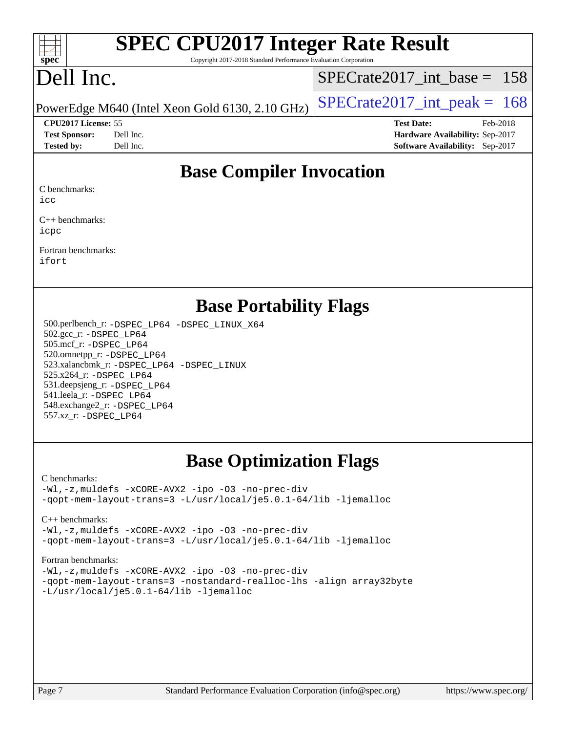# SPEC CPU2017 Integer Rate Result

Copyright 2017-2018 Standard Performance Evaluation Corporation

# Dell Inc.

PowerEdge M640 (Intel Xeon Gold 6130, 2.10 GHz)

SPECrate2017_int_base = 158

SPECrate2017_int_peak = 168

**CPU2017 License:** 55
**Test Sponsor:** Dell Inc.
**Tested by:** Dell Inc.

**Test Date:** Feb-2018
**Hardware Availability:** Sep-2017
**Software Availability:** Sep-2017

## Base Compiler Invocation

C benchmarks:
`icc`

C++ benchmarks:
`icpc`

Fortran benchmarks:
`ifort`

## Base Portability Flags

500.perlbench_r: `-DSPEC_LP64 -DSPEC_LINUX_X64`
502.gcc_r: `-DSPEC_LP64`
505.mcf_r: `-DSPEC_LP64`
520.omnetpp_r: `-DSPEC_LP64`
523.xalancbmk_r: `-DSPEC_LP64 -DSPEC_LINUX`
525.x264_r: `-DSPEC_LP64`
531.deepsjeng_r: `-DSPEC_LP64`
541.leela_r: `-DSPEC_LP64`
548.exchange2_r: `-DSPEC_LP64`
557.xz_r: `-DSPEC_LP64`

## Base Optimization Flags

C benchmarks:
```
-Wl,-z,muldefs -xCORE-AVX2 -ipo -O3 -no-prec-div
-qopt-mem-layout-trans=3 -L/usr/local/je5.0.1-64/lib -ljemalloc
```

C++ benchmarks:
```
-Wl,-z,muldefs -xCORE-AVX2 -ipo -O3 -no-prec-div
-qopt-mem-layout-trans=3 -L/usr/local/je5.0.1-64/lib -ljemalloc
```

Fortran benchmarks:
```
-Wl,-z,muldefs -xCORE-AVX2 -ipo -O3 -no-prec-div
-qopt-mem-layout-trans=3 -nostandard-realloc-lhs -align array32byte
-L/usr/local/je5.0.1-64/lib -ljemalloc
```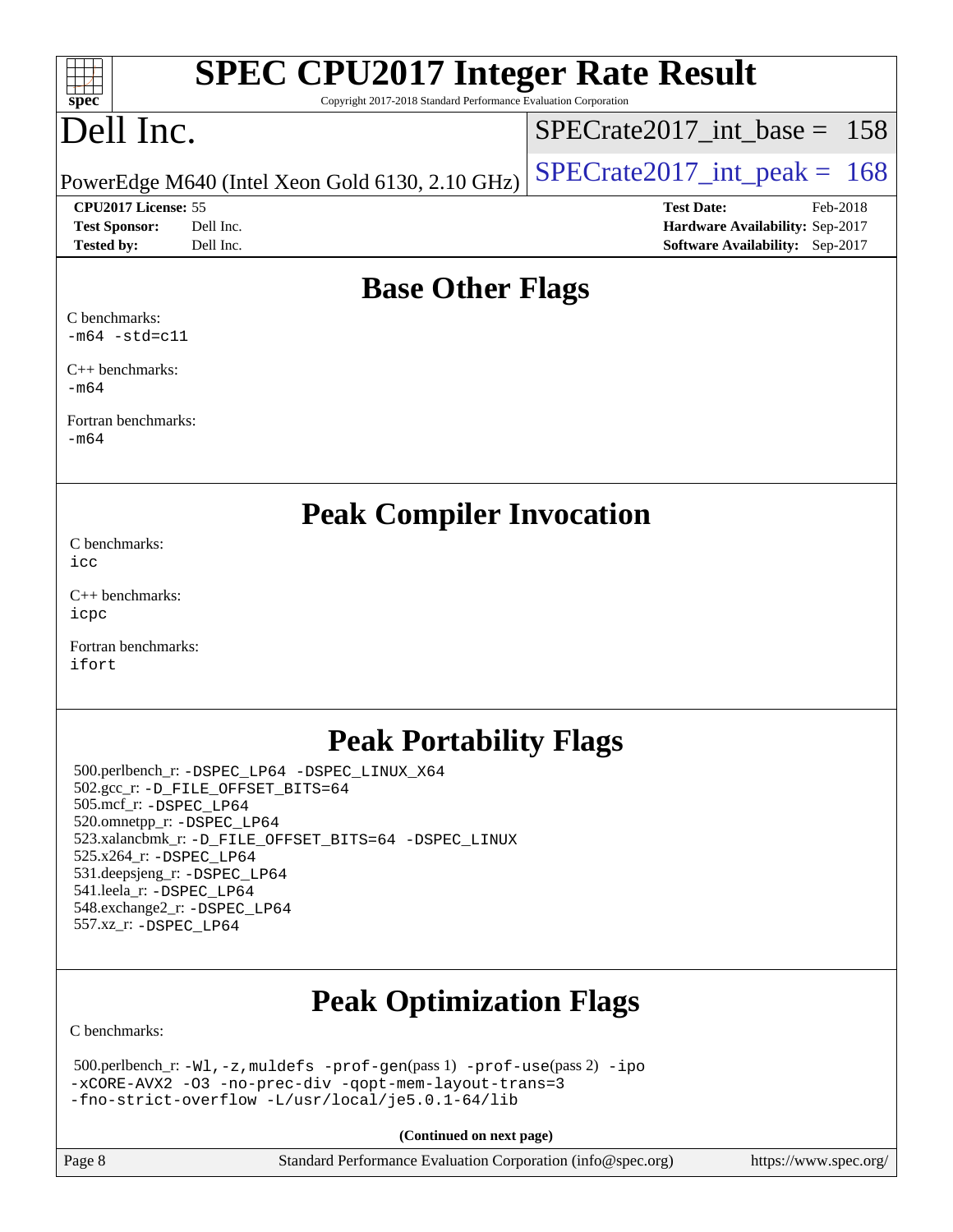## Base Other Flags

C benchmarks:
-m64 -std=c11

C++ benchmarks:
-m64

Fortran benchmarks:
-m64

## Peak Compiler Invocation

C benchmarks:
icc

C++ benchmarks:
icpc

Fortran benchmarks:
ifort

## Peak Portability Flags

500.perlbench_r: -DSPEC_LP64 -DSPEC_LINUX_X64
502.gcc_r: -D_FILE_OFFSET_BITS=64
505.mcf_r: -DSPEC_LP64
520.omnetpp_r: -DSPEC_LP64
523.xalancbmk_r: -D_FILE_OFFSET_BITS=64 -DSPEC_LINUX
525.x264_r: -DSPEC_LP64
531.deepsjeng_r: -DSPEC_LP64
541.leela_r: -DSPEC_LP64
548.exchange2_r: -DSPEC_LP64
557.xz_r: -DSPEC_LP64

## Peak Optimization Flags

C benchmarks:

500.perlbench_r: -Wl,-z,muldefs -prof-gen(pass 1) -prof-use(pass 2) -ipo -xCORE-AVX2 -O3 -no-prec-div -qopt-mem-layout-trans=3 -fno-strict-overflow -L/usr/local/je5.0.1-64/lib

**(Continued on next page)**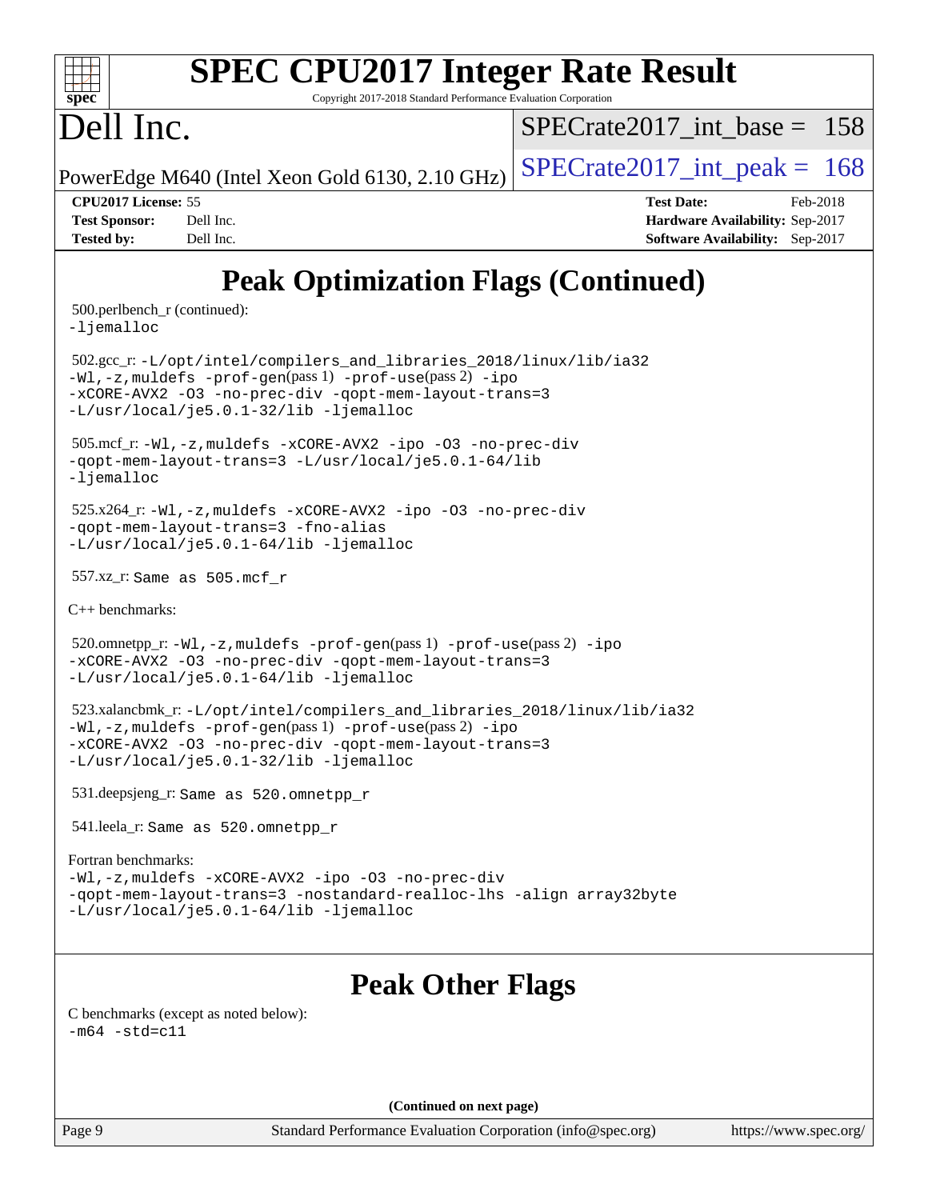# Peak Optimization Flags (Continued)

500.perlbench_r (continued):
-ljemalloc

502.gcc_r: -L/opt/intel/compilers_and_libraries_2018/linux/lib/ia32 -Wl,-z,muldefs -prof-gen(pass 1) -prof-use(pass 2) -ipo -xCORE-AVX2 -O3 -no-prec-div -qopt-mem-layout-trans=3 -L/usr/local/je5.0.1-32/lib -ljemalloc

505.mcf_r: -Wl,-z,muldefs -xCORE-AVX2 -ipo -O3 -no-prec-div -qopt-mem-layout-trans=3 -L/usr/local/je5.0.1-64/lib -ljemalloc

525.x264_r: -Wl,-z,muldefs -xCORE-AVX2 -ipo -O3 -no-prec-div -qopt-mem-layout-trans=3 -fno-alias -L/usr/local/je5.0.1-64/lib -ljemalloc

557.xz_r: Same as 505.mcf_r

C++ benchmarks:

520.omnetpp_r: -Wl,-z,muldefs -prof-gen(pass 1) -prof-use(pass 2) -ipo -xCORE-AVX2 -O3 -no-prec-div -qopt-mem-layout-trans=3 -L/usr/local/je5.0.1-64/lib -ljemalloc

523.xalancbmk_r: -L/opt/intel/compilers_and_libraries_2018/linux/lib/ia32 -Wl,-z,muldefs -prof-gen(pass 1) -prof-use(pass 2) -ipo -xCORE-AVX2 -O3 -no-prec-div -qopt-mem-layout-trans=3 -L/usr/local/je5.0.1-32/lib -ljemalloc

531.deepsjeng_r: Same as 520.omnetpp_r

541.leela_r: Same as 520.omnetpp_r

Fortran benchmarks:
-Wl,-z,muldefs -xCORE-AVX2 -ipo -O3 -no-prec-div -qopt-mem-layout-trans=3 -nostandard-realloc-lhs -align array32byte -L/usr/local/je5.0.1-64/lib -ljemalloc

# Peak Other Flags

C benchmarks (except as noted below):
-m64 -std=c11

**(Continued on next page)**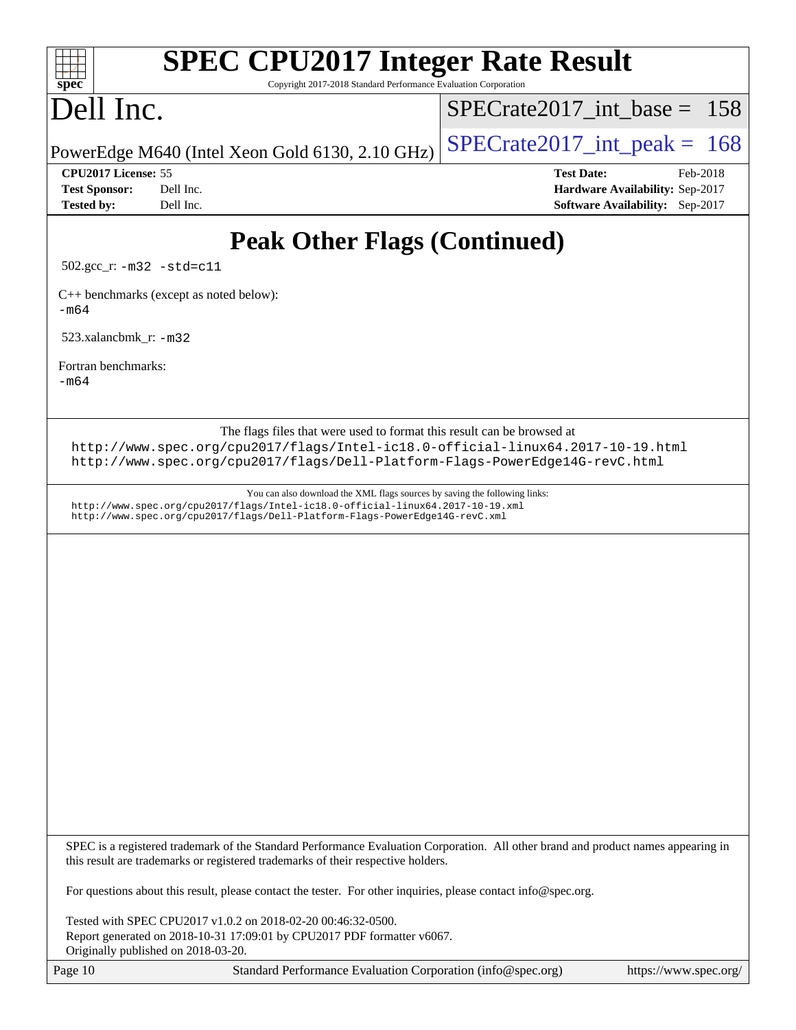# Peak Other Flags (Continued)

502.gcc_r: -m32 -std=c11

C++ benchmarks (except as noted below):
-m64

523.xalancbmk_r: -m32

Fortran benchmarks:
-m64

The flags files that were used to format this result can be browsed at
http://www.spec.org/cpu2017/flags/Intel-ic18.0-official-linux64.2017-10-19.html
http://www.spec.org/cpu2017/flags/Dell-Platform-Flags-PowerEdge14G-revC.html

You can also download the XML flags sources by saving the following links:
http://www.spec.org/cpu2017/flags/Intel-ic18.0-official-linux64.2017-10-19.xml
http://www.spec.org/cpu2017/flags/Dell-Platform-Flags-PowerEdge14G-revC.xml

SPEC is a registered trademark of the Standard Performance Evaluation Corporation. All other brand and product names appearing in this result are trademarks or registered trademarks of their respective holders.

For questions about this result, please contact the tester. For other inquiries, please contact info@spec.org.

Tested with SPEC CPU2017 v1.0.2 on 2018-02-20 00:46:32-0500.
Report generated on 2018-10-31 17:09:01 by CPU2017 PDF formatter v6067.
Originally published on 2018-03-20.